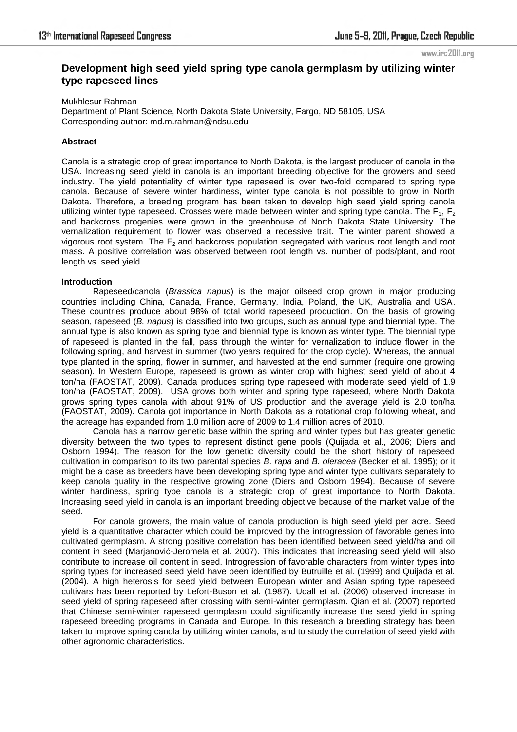# Development high seed yield spring type canola germplasm by utilizing winter type rapeseed lines

Mukhlesur Rahman
Department of Plant Science, North Dakota State University, Fargo, ND 58105, USA
Corresponding author: md.m.rahman@ndsu.edu

**Abstract**

Canola is a strategic crop of great importance to North Dakota, is the largest producer of canola in the USA. Increasing seed yield in canola is an important breeding objective for the growers and seed industry. The yield potentiality of winter type rapeseed is over two-fold compared to spring type canola. Because of severe winter hardiness, winter type canola is not possible to grow in North Dakota. Therefore, a breeding program has been taken to develop high seed yield spring canola utilizing winter type rapeseed. Crosses were made between winter and spring type canola. The $F_1$, $F_2$ and backcross progenies were grown in the greenhouse of North Dakota State University. The vernalization requirement to flower was observed a recessive trait. The winter parent showed a vigorous root system. The $F_2$ and backcross population segregated with various root length and root mass. A positive correlation was observed between root length vs. number of pods/plant, and root length vs. seed yield.

**Introduction**

Rapeseed/canola (*Brassica napus*) is the major oilseed crop grown in major producing countries including China, Canada, France, Germany, India, Poland, the UK, Australia and USA. These countries produce about 98% of total world rapeseed production. On the basis of growing season, rapeseed (*B. napus*) is classified into two groups, such as annual type and biennial type. The annual type is also known as spring type and biennial type is known as winter type. The biennial type of rapeseed is planted in the fall, pass through the winter for vernalization to induce flower in the following spring, and harvest in summer (two years required for the crop cycle). Whereas, the annual type planted in the spring, flower in summer, and harvested at the end summer (require one growing season). In Western Europe, rapeseed is grown as winter crop with highest seed yield of about 4 ton/ha (FAOSTAT, 2009). Canada produces spring type rapeseed with moderate seed yield of 1.9 ton/ha (FAOSTAT, 2009). USA grows both winter and spring type rapeseed, where North Dakota grows spring types canola with about 91% of US production and the average yield is 2.0 ton/ha (FAOSTAT, 2009). Canola got importance in North Dakota as a rotational crop following wheat, and the acreage has expanded from 1.0 million acre of 2009 to 1.4 million acres of 2010.

Canola has a narrow genetic base within the spring and winter types but has greater genetic diversity between the two types to represent distinct gene pools (Quijada et al., 2006; Diers and Osborn 1994). The reason for the low genetic diversity could be the short history of rapeseed cultivation in comparison to its two parental species *B. rapa* and *B. oleracea* (Becker et al. 1995); or it might be a case as breeders have been developing spring type and winter type cultivars separately to keep canola quality in the respective growing zone (Diers and Osborn 1994). Because of severe winter hardiness, spring type canola is a strategic crop of great importance to North Dakota. Increasing seed yield in canola is an important breeding objective because of the market value of the seed.

For canola growers, the main value of canola production is high seed yield per acre. Seed yield is a quantitative character which could be improved by the introgression of favorable genes into cultivated germplasm. A strong positive correlation has been identified between seed yield/ha and oil content in seed (Marjanović-Jeromela et al. 2007). This indicates that increasing seed yield will also contribute to increase oil content in seed. Introgression of favorable characters from winter types into spring types for increased seed yield have been identified by Butruille et al. (1999) and Quijada et al. (2004). A high heterosis for seed yield between European winter and Asian spring type rapeseed cultivars has been reported by Lefort-Buson et al. (1987). Udall et al. (2006) observed increase in seed yield of spring rapeseed after crossing with semi-winter germplasm. Qian et al. (2007) reported that Chinese semi-winter rapeseed germplasm could significantly increase the seed yield in spring rapeseed breeding programs in Canada and Europe. In this research a breeding strategy has been taken to improve spring canola by utilizing winter canola, and to study the correlation of seed yield with other agronomic characteristics.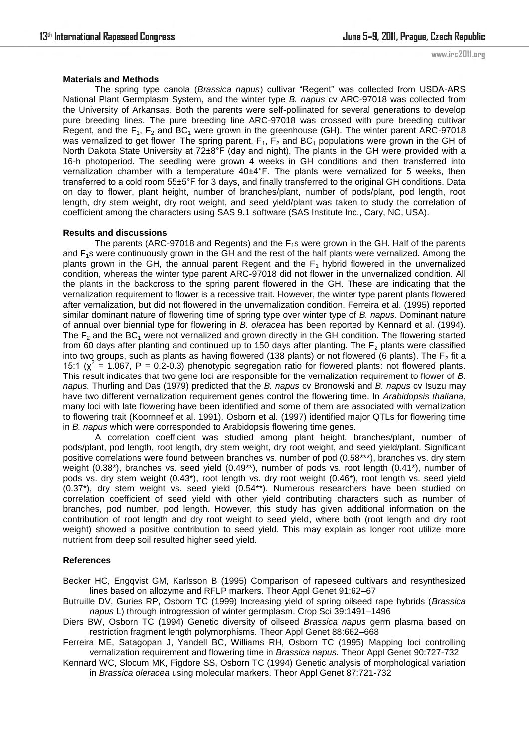### Materials and Methods

The spring type canola (*Brassica napus*) cultivar "Regent" was collected from USDA-ARS National Plant Germplasm System, and the winter type *B. napus* cv ARC-97018 was collected from the University of Arkansas. Both the parents were self-pollinated for several generations to develop pure breeding lines. The pure breeding line ARC-97018 was crossed with pure breeding cultivar Regent, and the $F_1$, $F_2$ and $BC_1$ were grown in the greenhouse (GH). The winter parent ARC-97018 was vernalized to get flower. The spring parent, $F_1$, $F_2$ and $BC_1$ populations were grown in the GH of North Dakota State University at 72±8°F (day and night). The plants in the GH were provided with a 16-h photoperiod. The seedling were grown 4 weeks in GH conditions and then transferred into vernalization chamber with a temperature 40±4°F. The plants were vernalized for 5 weeks, then transferred to a cold room 55±5°F for 3 days, and finally transferred to the original GH conditions. Data on day to flower, plant height, number of branches/plant, number of pods/plant, pod length, root length, dry stem weight, dry root weight, and seed yield/plant was taken to study the correlation of coefficient among the characters using SAS 9.1 software (SAS Institute Inc., Cary, NC, USA).

### Results and discussions

The parents (ARC-97018 and Regents) and the $F_1$s were grown in the GH. Half of the parents and $F_1$s were continuously grown in the GH and the rest of the half plants were vernalized. Among the plants grown in the GH, the annual parent Regent and the $F_1$ hybrid flowered in the unvernalized condition, whereas the winter type parent ARC-97018 did not flower in the unvernalized condition. All the plants in the backcross to the spring parent flowered in the GH. These are indicating that the vernalization requirement to flower is a recessive trait. However, the winter type parent plants flowered after vernalization, but did not flowered in the unvernalization condition. Ferreira et al. (1995) reported similar dominant nature of flowering time of spring type over winter type of *B. napus*. Dominant nature of annual over biennial type for flowering in *B. oleracea* has been reported by Kennard et al. (1994). The $F_2$ and the $BC_1$ were not vernalized and grown directly in the GH condition. The flowering started from 60 days after planting and continued up to 150 days after planting. The $F_2$ plants were classified into two groups, such as plants as having flowered (138 plants) or not flowered (6 plants). The $F_2$ fit a 15:1 ($\chi^2$ = 1.067, P = 0.2-0.3) phenotypic segregation ratio for flowered plants: not flowered plants. This result indicates that two gene loci are responsible for the vernalization requirement to flower of *B. napus.* Thurling and Das (1979) predicted that the *B. napus* cv Bronowski and *B. napus* cv Isuzu may have two different vernalization requirement genes control the flowering time. In *Arabidopsis thaliana*, many loci with late flowering have been identified and some of them are associated with vernalization to flowering trait (Koornneef et al. 1991). Osborn et al. (1997) identified major QTLs for flowering time in *B. napus* which were corresponded to Arabidopsis flowering time genes.

A correlation coefficient was studied among plant height, branches/plant, number of pods/plant, pod length, root length, dry stem weight, dry root weight, and seed yield/plant. Significant positive correlations were found between branches vs. number of pod (0.58***), branches vs. dry stem weight (0.38*), branches vs. seed yield (0.49**), number of pods vs. root length (0.41*), number of pods vs. dry stem weight (0.43*), root length vs. dry root weight (0.46*), root length vs. seed yield (0.37*), dry stem weight vs. seed yield (0.54**). Numerous researchers have been studied on correlation coefficient of seed yield with other yield contributing characters such as number of branches, pod number, pod length. However, this study has given additional information on the contribution of root length and dry root weight to seed yield, where both (root length and dry root weight) showed a positive contribution to seed yield. This may explain as longer root utilize more nutrient from deep soil resulted higher seed yield.

### References

Becker HC, Engqvist GM, Karlsson B (1995) Comparison of rapeseed cultivars and resynthesized lines based on allozyme and RFLP markers. Theor Appl Genet 91:62–67

Butruille DV, Guries RP, Osborn TC (1999) Increasing yield of spring oilseed rape hybrids (*Brassica napus* L) through introgression of winter germplasm. Crop Sci 39:1491–1496

Diers BW, Osborn TC (1994) Genetic diversity of oilseed *Brassica napus* germ plasma based on restriction fragment length polymorphisms. Theor Appl Genet 88:662–668

Ferreira ME, Satagopan J, Yandell BC, Williams RH, Osborn TC (1995) Mapping loci controlling vernalization requirement and flowering time in *Brassica napus.* Theor Appl Genet 90:727-732

Kennard WC, Slocum MK, Figdore SS, Osborn TC (1994) Genetic analysis of morphological variation in *Brassica oleracea* using molecular markers. Theor Appl Genet 87:721-732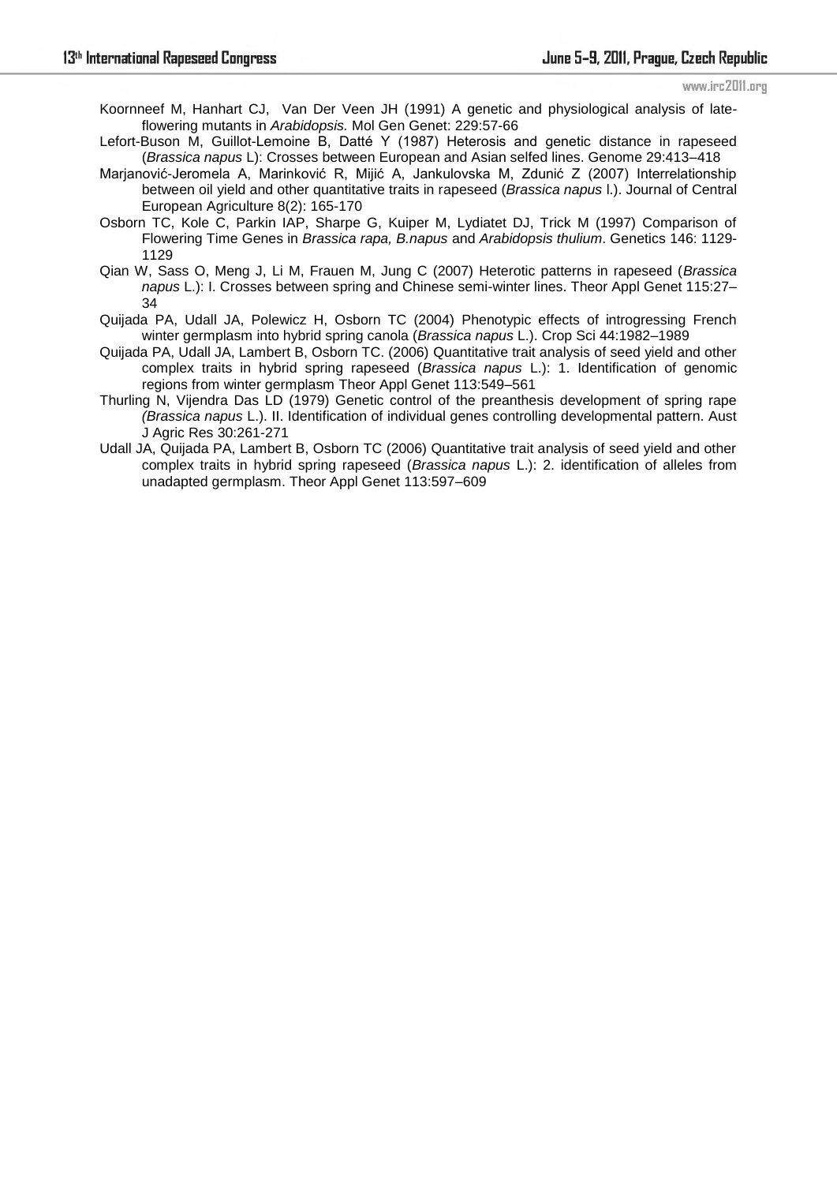Koornneef M, Hanhart CJ, Van Der Veen JH (1991) A genetic and physiological analysis of late-flowering mutants in *Arabidopsis.* Mol Gen Genet: 229:57-66

Lefort-Buson M, Guillot-Lemoine B, Datté Y (1987) Heterosis and genetic distance in rapeseed (*Brassica napus* L): Crosses between European and Asian selfed lines. Genome 29:413–418

Marjanović-Jeromela A, Marinković R, Mijić A, Jankulovska M, Zdunić Z (2007) Interrelationship between oil yield and other quantitative traits in rapeseed (*Brassica napus* l.). Journal of Central European Agriculture 8(2): 165-170

Osborn TC, Kole C, Parkin IAP, Sharpe G, Kuiper M, Lydiatet DJ, Trick M (1997) Comparison of Flowering Time Genes in *Brassica rapa, B.napus* and *Arabidopsis thulium*. Genetics 146: 1129-1129

Qian W, Sass O, Meng J, Li M, Frauen M, Jung C (2007) Heterotic patterns in rapeseed (*Brassica napus* L.): I. Crosses between spring and Chinese semi-winter lines. Theor Appl Genet 115:27–34

Quijada PA, Udall JA, Polewicz H, Osborn TC (2004) Phenotypic effects of introgressing French winter germplasm into hybrid spring canola (*Brassica napus* L.). Crop Sci 44:1982–1989

Quijada PA, Udall JA, Lambert B, Osborn TC. (2006) Quantitative trait analysis of seed yield and other complex traits in hybrid spring rapeseed (*Brassica napus* L.): 1. Identification of genomic regions from winter germplasm Theor Appl Genet 113:549–561

Thurling N, Vijendra Das LD (1979) Genetic control of the preanthesis development of spring rape *(Brassica napus* L.). II. Identification of individual genes controlling developmental pattern. Aust J Agric Res 30:261-271

Udall JA, Quijada PA, Lambert B, Osborn TC (2006) Quantitative trait analysis of seed yield and other complex traits in hybrid spring rapeseed (*Brassica napus* L.): 2. identification of alleles from unadapted germplasm. Theor Appl Genet 113:597–609